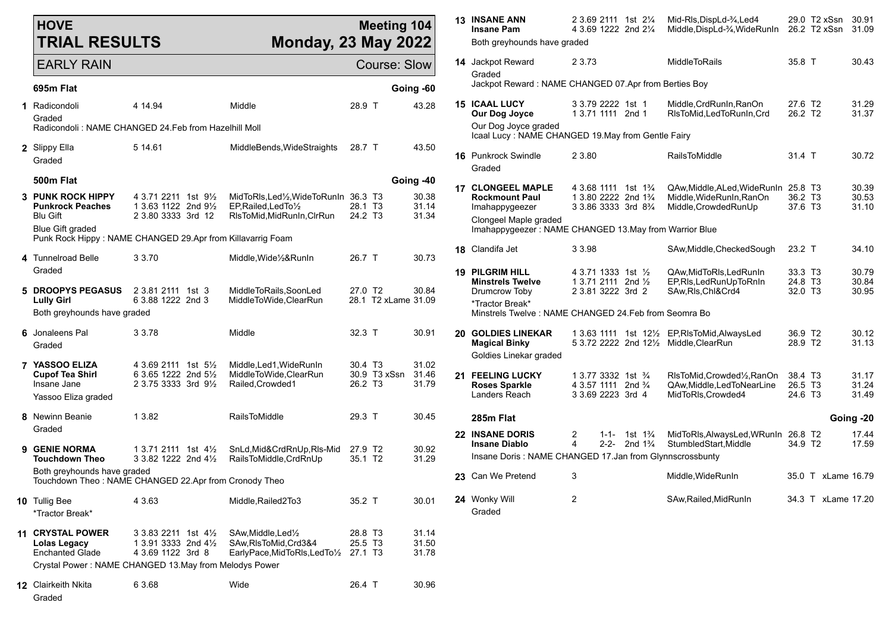# HOVE TRIAL RESULTS

## Meeting 104 — Monday, 23 May 2022

EARLY RAIN — Course: Slow

### 695m Flat — Going -60

| No. | Greyhound | Trap / Split | Finish | Remarks | Weight | Grade | Time |
|---|---|---|---|---|---|---|---|
| 1 | Radicondoli | 4 14.94 | | Middle | 28.9 | T | 43.28 |

Graded
Radicondoli : NAME CHANGED 24.Feb from Hazelhill Moll

| No. | Greyhound | Trap / Split | Finish | Remarks | Weight | Grade | Time |
|---|---|---|---|---|---|---|---|
| 2 | Slippy Ella | 5 14.61 | | MiddleBends,WideStraights | 28.7 | T | 43.50 |

Graded

### 500m Flat — Going -40

| No. | Greyhound | Trap / Split / Sectionals | Finish | Remarks | Weight | Grade | Time |
|---|---|---|---|---|---|---|---|
| 3 | **PUNK ROCK HIPPY** | 4 3.71 2211 | 1st 9½ | MidToRls,Led½,WideToRunIn | 36.3 | T3 | 30.38 |
| | **Punkrock Peaches** | 1 3.63 1122 | 2nd 9½ | EP,Railed,LedTo½ | 28.1 | T3 | 31.14 |
| | Blu Gift | 2 3.80 3333 | 3rd 12 | RlsToMid,MidRunIn,ClrRun | 24.2 | T3 | 31.34 |

Blue Gift graded
Punk Rock Hippy : NAME CHANGED 29.Apr from Killavarrig Foam

| No. | Greyhound | Trap / Split / Sectionals | Finish | Remarks | Weight | Grade | Time |
|---|---|---|---|---|---|---|---|
| 4 | Tunnelroad Belle | 3 3.70 | | Middle,Wide½&RunIn | 26.7 | T | 30.73 |

Graded

| No. | Greyhound | Trap / Split / Sectionals | Finish | Remarks | Weight | Grade | Time |
|---|---|---|---|---|---|---|---|
| 5 | **DROOPYS PEGASUS** | 2 3.81 2111 | 1st 3 | MiddleToRails,SoonLed | 27.0 | T2 | 30.84 |
| | **Lully Girl** | 6 3.88 1222 | 2nd 3 | MiddleToWide,ClearRun | 28.1 | T2 xLame | 31.09 |

Both greyhounds have graded

| No. | Greyhound | Trap / Split / Sectionals | Finish | Remarks | Weight | Grade | Time |
|---|---|---|---|---|---|---|---|
| 6 | Jonaleens Pal | 3 3.78 | | Middle | 32.3 | T | 30.91 |

Graded

| No. | Greyhound | Trap / Split / Sectionals | Finish | Remarks | Weight | Grade | Time |
|---|---|---|---|---|---|---|---|
| 7 | **YASSOO ELIZA** | 4 3.69 2111 | 1st 5½ | Middle,Led1,WideRunIn | 30.4 | T3 | 31.02 |
| | **Cupof Tea Shirl** | 6 3.65 1222 | 2nd 5½ | MiddleToWide,ClearRun | 30.9 | T3 xSsn | 31.46 |
| | Insane Jane | 2 3.75 3333 | 3rd 9½ | Railed,Crowded1 | 26.2 | T3 | 31.79 |

Yassoo Eliza graded

| No. | Greyhound | Trap / Split / Sectionals | Finish | Remarks | Weight | Grade | Time |
|---|---|---|---|---|---|---|---|
| 8 | Newinn Beanie | 1 3.82 | | RailsToMiddle | 29.3 | T | 30.45 |

Graded

| No. | Greyhound | Trap / Split / Sectionals | Finish | Remarks | Weight | Grade | Time |
|---|---|---|---|---|---|---|---|
| 9 | **GENIE NORMA** | 1 3.71 2111 | 1st 4½ | SnLd,Mid&CrdRunUp,Rls-Mid | 27.9 | T2 | 30.92 |
| | **Touchdown Theo** | 3 3.82 1222 | 2nd 4½ | RailsToMiddle,CrdRunUp | 35.1 | T2 | 31.29 |

Both greyhounds have graded
Touchdown Theo : NAME CHANGED 22.Apr from Cronody Theo

| No. | Greyhound | Trap / Split / Sectionals | Finish | Remarks | Weight | Grade | Time |
|---|---|---|---|---|---|---|---|
| 10 | Tullig Bee | 4 3.63 | | Middle,Railed2To3 | 35.2 | T | 30.01 |

*Tractor Break*

| No. | Greyhound | Trap / Split / Sectionals | Finish | Remarks | Weight | Grade | Time |
|---|---|---|---|---|---|---|---|
| 11 | **CRYSTAL POWER** | 3 3.83 2211 | 1st 4½ | SAw,Middle,Led½ | 28.8 | T3 | 31.14 |
| | **Lolas Legacy** | 1 3.91 3333 | 2nd 4½ | SAw,RlsToMid,Crd3&4 | 25.5 | T3 | 31.50 |
| | Enchanted Glade | 4 3.69 1122 | 3rd 8 | EarlyPace,MidToRls,LedTo½ | 27.1 | T3 | 31.78 |

Crystal Power : NAME CHANGED 13.May from Melodys Power

| No. | Greyhound | Trap / Split / Sectionals | Finish | Remarks | Weight | Grade | Time |
|---|---|---|---|---|---|---|---|
| 12 | Clairkeith Nkita | 6 3.68 | | Wide | 26.4 | T | 30.96 |

Graded

| No. | Greyhound | Trap / Split / Sectionals | Finish | Remarks | Weight | Grade | Time |
|---|---|---|---|---|---|---|---|
| 13 | **INSANE ANN** | 2 3.69 2111 | 1st 2¼ | Mid-Rls,DispLd-¾,Led4 | 29.0 | T2 xSsn | 30.91 |
| | **Insane Pam** | 4 3.69 1222 | 2nd 2¼ | Middle,DispLd-¾,WideRunIn | 26.2 | T2 xSsn | 31.09 |

Both greyhounds have graded

| No. | Greyhound | Trap / Split / Sectionals | Finish | Remarks | Weight | Grade | Time |
|---|---|---|---|---|---|---|---|
| 14 | Jackpot Reward | 2 3.73 | | MiddleToRails | 35.8 | T | 30.43 |

Graded
Jackpot Reward : NAME CHANGED 07.Apr from Berties Boy

| No. | Greyhound | Trap / Split / Sectionals | Finish | Remarks | Weight | Grade | Time |
|---|---|---|---|---|---|---|---|
| 15 | **ICAAL LUCY** | 3 3.79 2222 | 1st 1 | Middle,CrdRunIn,RanOn | 27.6 | T2 | 31.29 |
| | **Our Dog Joyce** | 1 3.71 1111 | 2nd 1 | RlsToMid,LedToRunIn,Crd | 26.2 | T2 | 31.37 |

Our Dog Joyce graded
Icaal Lucy : NAME CHANGED 19.May from Gentle Fairy

| No. | Greyhound | Trap / Split / Sectionals | Finish | Remarks | Weight | Grade | Time |
|---|---|---|---|---|---|---|---|
| 16 | Punkrock Swindle | 2 3.80 | | RailsToMiddle | 31.4 | T | 30.72 |

Graded

| No. | Greyhound | Trap / Split / Sectionals | Finish | Remarks | Weight | Grade | Time |
|---|---|---|---|---|---|---|---|
| 17 | **CLONGEEL MAPLE** | 4 3.68 1111 | 1st 1¾ | QAw,Middle,ALed,WideRunIn | 25.8 | T3 | 30.39 |
| | **Rockmount Paul** | 1 3.80 2222 | 2nd 1¾ | Middle,WideRunIn,RanOn | 36.2 | T3 | 30.53 |
| | Imahappygeezer | 3 3.86 3333 | 3rd 8¾ | Middle,CrowdedRunUp | 37.6 | T3 | 31.10 |

Clongeel Maple graded
Imahappygeezer : NAME CHANGED 13.May from Warrior Blue

| No. | Greyhound | Trap / Split / Sectionals | Finish | Remarks | Weight | Grade | Time |
|---|---|---|---|---|---|---|---|
| 18 | Clandifa Jet | 3 3.98 | | SAw,Middle,CheckedSough | 23.2 | T | 34.10 |

| No. | Greyhound | Trap / Split / Sectionals | Finish | Remarks | Weight | Grade | Time |
|---|---|---|---|---|---|---|---|
| 19 | **PILGRIM HILL** | 4 3.71 1333 | 1st ½ | QAw,MidToRls,LedRunIn | 33.3 | T3 | 30.79 |
| | **Minstrels Twelve** | 1 3.71 2111 | 2nd ½ | EP,Rls,LedRunUpToRnIn | 24.8 | T3 | 30.84 |
| | Drumcrow Toby | 2 3.81 3222 | 3rd 2 | SAw,Rls,Chl&Crd4 | 32.0 | T3 | 30.95 |

*Tractor Break*
Minstrels Twelve : NAME CHANGED 24.Feb from Seomra Bo

| No. | Greyhound | Trap / Split / Sectionals | Finish | Remarks | Weight | Grade | Time |
|---|---|---|---|---|---|---|---|
| 20 | **GOLDIES LINEKAR** | 1 3.63 1111 | 1st 12½ | EP,RlsToMid,AlwaysLed | 36.9 | T2 | 30.12 |
| | **Magical Binky** | 5 3.72 2222 | 2nd 12½ | Middle,ClearRun | 28.9 | T2 | 31.13 |

Goldies Linekar graded

| No. | Greyhound | Trap / Split / Sectionals | Finish | Remarks | Weight | Grade | Time |
|---|---|---|---|---|---|---|---|
| 21 | **FEELING LUCKY** | 1 3.77 3332 | 1st ¾ | RlsToMid,Crowded½,RanOn | 38.4 | T3 | 31.17 |
| | **Roses Sparkle** | 4 3.57 1111 | 2nd ¾ | QAw,Middle,LedToNearLine | 26.5 | T3 | 31.24 |
| | Landers Reach | 3 3.69 2223 | 3rd 4 | MidToRls,Crowded4 | 24.6 | T3 | 31.49 |

### 285m Flat — Going -20

| No. | Greyhound | Trap / Sectionals | Finish | Remarks | Weight | Grade | Time |
|---|---|---|---|---|---|---|---|
| 22 | **INSANE DORIS** | 2 1-1- | 1st 1¾ | MidToRls,AlwaysLed,WRunIn | 26.8 | T2 | 17.44 |
| | **Insane Diablo** | 4 2-2- | 2nd 1¾ | StumbledStart,Middle | 34.9 | T2 | 17.59 |

Insane Doris : NAME CHANGED 17.Jan from Glynnscrossbunty

| No. | Greyhound | Trap / Sectionals | Finish | Remarks | Weight | Grade | Time |
|---|---|---|---|---|---|---|---|
| 23 | Can We Pretend | 3 | | Middle,WideRunIn | 35.0 | T xLame | 16.79 |

| No. | Greyhound | Trap / Sectionals | Finish | Remarks | Weight | Grade | Time |
|---|---|---|---|---|---|---|---|
| 24 | Wonky Will | 2 | | SAw,Railed,MidRunIn | 34.3 | T xLame | 17.20 |

Graded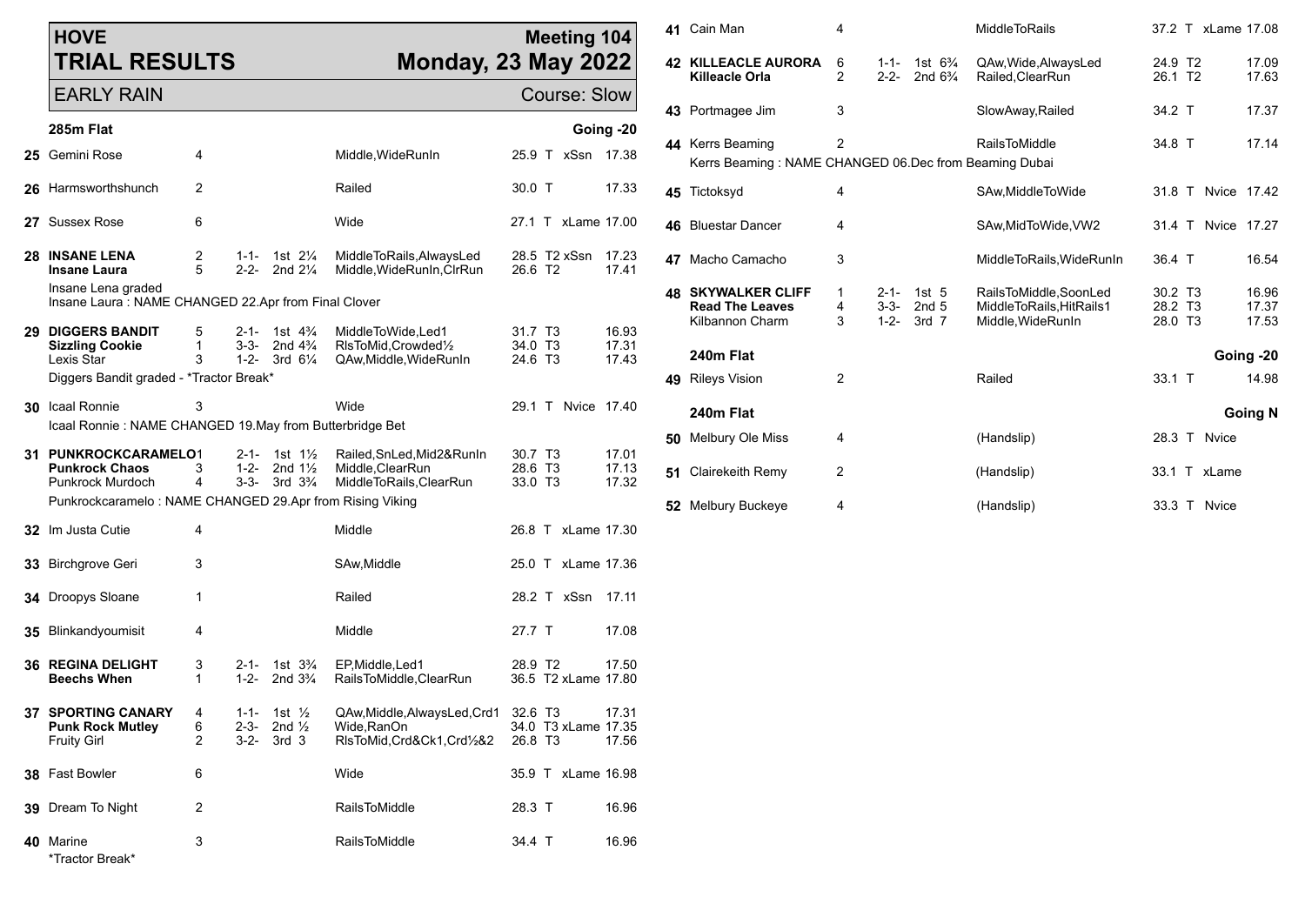# HOVE TRIAL RESULTS

**Meeting 104**

**Monday, 23 May 2022**

EARLY RAIN — Course: Slow

## 285m Flat — Going -20

| Race | Greyhound | Trap | Sectionals | Position | Comments | Weight | Grade | Remarks | Time |
|---|---|---|---|---|---|---|---|---|---|
| 25 | Gemini Rose | 4 | | | Middle,WideRunIn | 25.9 | T | xSsn | 17.38 |
| 26 | Harmsworthshunch | 2 | | | Railed | 30.0 | T | | 17.33 |
| 27 | Sussex Rose | 6 | | | Wide | 27.1 | T | xLame | 17.00 |
| 28 | **INSANE LENA** | 2 | 1-1- | 1st 2¼ | MiddleToRails,AlwaysLed | 28.5 | T2 | xSsn | 17.23 |
| | **Insane Laura** | 5 | 2-2- | 2nd 2¼ | Middle,WideRunIn,ClrRun | 26.6 | T2 | | 17.41 |
| | Insane Lena graded | | | | | | | | |
| | Insane Laura : NAME CHANGED 22.Apr from Final Clover | | | | | | | | |
| 29 | **DIGGERS BANDIT** | 5 | 2-1- | 1st 4¾ | MiddleToWide,Led1 | 31.7 | T3 | | 16.93 |
| | **Sizzling Cookie** | 1 | 3-3- | 2nd 4¾ | RlsToMid,Crowded½ | 34.0 | T3 | | 17.31 |
| | Lexis Star | 3 | 1-2- | 3rd 6¼ | QAw,Middle,WideRunIn | 24.6 | T3 | | 17.43 |
| | Diggers Bandit graded - *Tractor Break* | | | | | | | | |
| 30 | Icaal Ronnie | 3 | | | Wide | 29.1 | T | Nvice | 17.40 |
| | Icaal Ronnie : NAME CHANGED 19.May from Butterbridge Bet | | | | | | | | |
| 31 | **PUNKROCKCARAMELO** | 1 | 2-1- | 1st 1½ | Railed,SnLed,Mid2&RunIn | 30.7 | T3 | | 17.01 |
| | **Punkrock Chaos** | 3 | 1-2- | 2nd 1½ | Middle,ClearRun | 28.6 | T3 | | 17.13 |
| | Punkrock Murdoch | 4 | 3-3- | 3rd 3¾ | MiddleToRails,ClearRun | 33.0 | T3 | | 17.32 |
| | Punkrockcaramelo : NAME CHANGED 29.Apr from Rising Viking | | | | | | | | |
| 32 | Im Justa Cutie | 4 | | | Middle | 26.8 | T | xLame | 17.30 |
| 33 | Birchgrove Geri | 3 | | | SAw,Middle | 25.0 | T | xLame | 17.36 |
| 34 | Droopys Sloane | 1 | | | Railed | 28.2 | T | xSsn | 17.11 |
| 35 | Blinkandyoumisit | 4 | | | Middle | 27.7 | T | | 17.08 |
| 36 | **REGINA DELIGHT** | 3 | 2-1- | 1st 3¾ | EP,Middle,Led1 | 28.9 | T2 | | 17.50 |
| | **Beechs When** | 1 | 1-2- | 2nd 3¾ | RailsToMiddle,ClearRun | 36.5 | T2 | xLame | 17.80 |
| 37 | **SPORTING CANARY** | 4 | 1-1- | 1st ½ | QAw,Middle,AlwaysLed,Crd1 | 32.6 | T3 | | 17.31 |
| | **Punk Rock Mutley** | 6 | 2-3- | 2nd ½ | Wide,RanOn | 34.0 | T3 | xLame | 17.35 |
| | Fruity Girl | 2 | 3-2- | 3rd 3 | RlsToMid,Crd&Ck1,Crd½&2 | 26.8 | T3 | | 17.56 |
| 38 | Fast Bowler | 6 | | | Wide | 35.9 | T | xLame | 16.98 |
| 39 | Dream To Night | 2 | | | RailsToMiddle | 28.3 | T | | 16.96 |
| 40 | Marine | 3 | | | RailsToMiddle | 34.4 | T | | 16.96 |
| | *Tractor Break* | | | | | | | | |
| 41 | Cain Man | 4 | | | MiddleToRails | 37.2 | T | xLame | 17.08 |
| 42 | **KILLEACLE AURORA** | 6 | 1-1- | 1st 6¾ | QAw,Wide,AlwaysLed | 24.9 | T2 | | 17.09 |
| | **Killeacle Orla** | 2 | 2-2- | 2nd 6¾ | Railed,ClearRun | 26.1 | T2 | | 17.63 |
| 43 | Portmagee Jim | 3 | | | SlowAway,Railed | 34.2 | T | | 17.37 |
| 44 | Kerrs Beaming | 2 | | | RailsToMiddle | 34.8 | T | | 17.14 |
| | Kerrs Beaming : NAME CHANGED 06.Dec from Beaming Dubai | | | | | | | | |
| 45 | Tictoksyd | 4 | | | SAw,MiddleToWide | 31.8 | T | Nvice | 17.42 |
| 46 | Bluestar Dancer | 4 | | | SAw,MidToWide,VW2 | 31.4 | T | Nvice | 17.27 |
| 47 | Macho Camacho | 3 | | | MiddleToRails,WideRunIn | 36.4 | T | | 16.54 |
| 48 | **SKYWALKER CLIFF** | 1 | 2-1- | 1st 5 | RailsToMiddle,SoonLed | 30.2 | T3 | | 16.96 |
| | **Read The Leaves** | 4 | 3-3- | 2nd 5 | MiddleToRails,HitRails1 | 28.2 | T3 | | 17.37 |
| | Kilbannon Charm | 3 | 1-2- | 3rd 7 | Middle,WideRunIn | 28.0 | T3 | | 17.53 |

## 240m Flat — Going -20

| Race | Greyhound | Trap | Sectionals | Position | Comments | Weight | Grade | Remarks | Time |
|---|---|---|---|---|---|---|---|---|---|
| 49 | Rileys Vision | 2 | | | Railed | 33.1 | T | | 14.98 |

## 240m Flat — Going N

| Race | Greyhound | Trap | Sectionals | Position | Comments | Weight | Grade | Remarks | Time |
|---|---|---|---|---|---|---|---|---|---|
| 50 | Melbury Ole Miss | 4 | | | (Handslip) | 28.3 | T | Nvice | |
| 51 | Clairekeith Remy | 2 | | | (Handslip) | 33.1 | T | xLame | |
| 52 | Melbury Buckeye | 4 | | | (Handslip) | 33.3 | T | Nvice | |